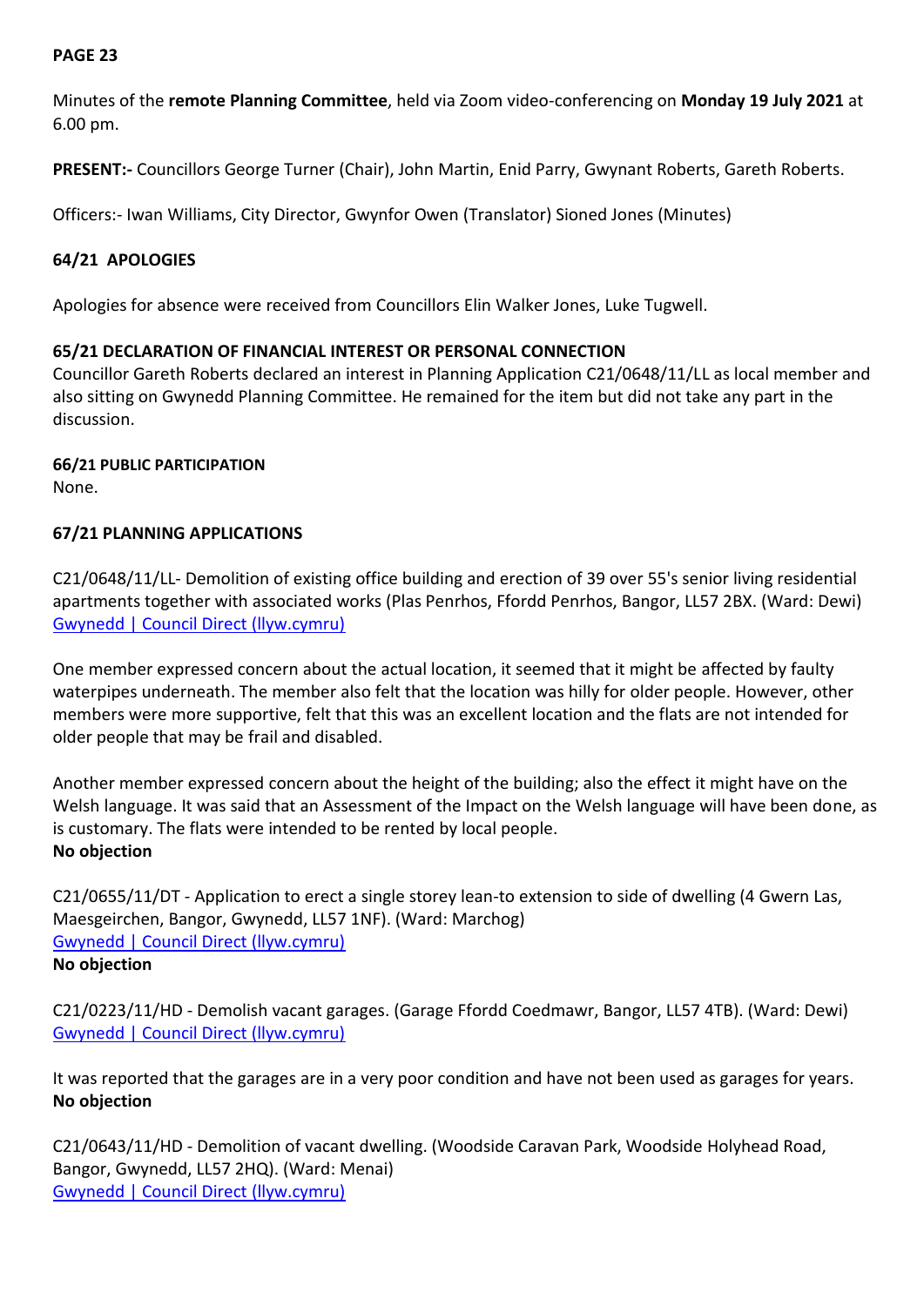**PAGE 23**

Minutes of the **remote Planning Committee**, held via Zoom video-conferencing on **Monday 19 July 2021** at 6.00 pm.

**PRESENT:-** Councillors George Turner (Chair), John Martin, Enid Parry, Gwynant Roberts, Gareth Roberts.

Officers:- Iwan Williams, City Director, Gwynfor Owen (Translator) Sioned Jones (Minutes)

**64/21 APOLOGIES**

Apologies for absence were received from Councillors Elin Walker Jones, Luke Tugwell.

**65/21 DECLARATION OF FINANCIAL INTEREST OR PERSONAL CONNECTION**

Councillor Gareth Roberts declared an interest in Planning Application C21/0648/11/LL as local member and also sitting on Gwynedd Planning Committee. He remained for the item but did not take any part in the discussion.

**66/21 PUBLIC PARTICIPATION**

None.

**67/21 PLANNING APPLICATIONS**

C21/0648/11/LL- Demolition of existing office building and erection of 39 over 55's senior living residential apartments together with associated works (Plas Penrhos, Ffordd Penrhos, Bangor, LL57 2BX. (Ward: Dewi)
[Gwynedd | Council Direct (llyw.cymru)]()

One member expressed concern about the actual location, it seemed that it might be affected by faulty waterpipes underneath. The member also felt that the location was hilly for older people. However, other members were more supportive, felt that this was an excellent location and the flats are not intended for older people that may be frail and disabled.

Another member expressed concern about the height of the building; also the effect it might have on the Welsh language. It was said that an Assessment of the Impact on the Welsh language will have been done, as is customary. The flats were intended to be rented by local people.
**No objection**

C21/0655/11/DT - Application to erect a single storey lean-to extension to side of dwelling (4 Gwern Las, Maesgeirchen, Bangor, Gwynedd, LL57 1NF). (Ward: Marchog)
[Gwynedd | Council Direct (llyw.cymru)]()
**No objection**

C21/0223/11/HD - Demolish vacant garages. (Garage Ffordd Coedmawr, Bangor, LL57 4TB). (Ward: Dewi)
[Gwynedd | Council Direct (llyw.cymru)]()

It was reported that the garages are in a very poor condition and have not been used as garages for years.
**No objection**

C21/0643/11/HD - Demolition of vacant dwelling. (Woodside Caravan Park, Woodside Holyhead Road, Bangor, Gwynedd, LL57 2HQ). (Ward: Menai)
[Gwynedd | Council Direct (llyw.cymru)]()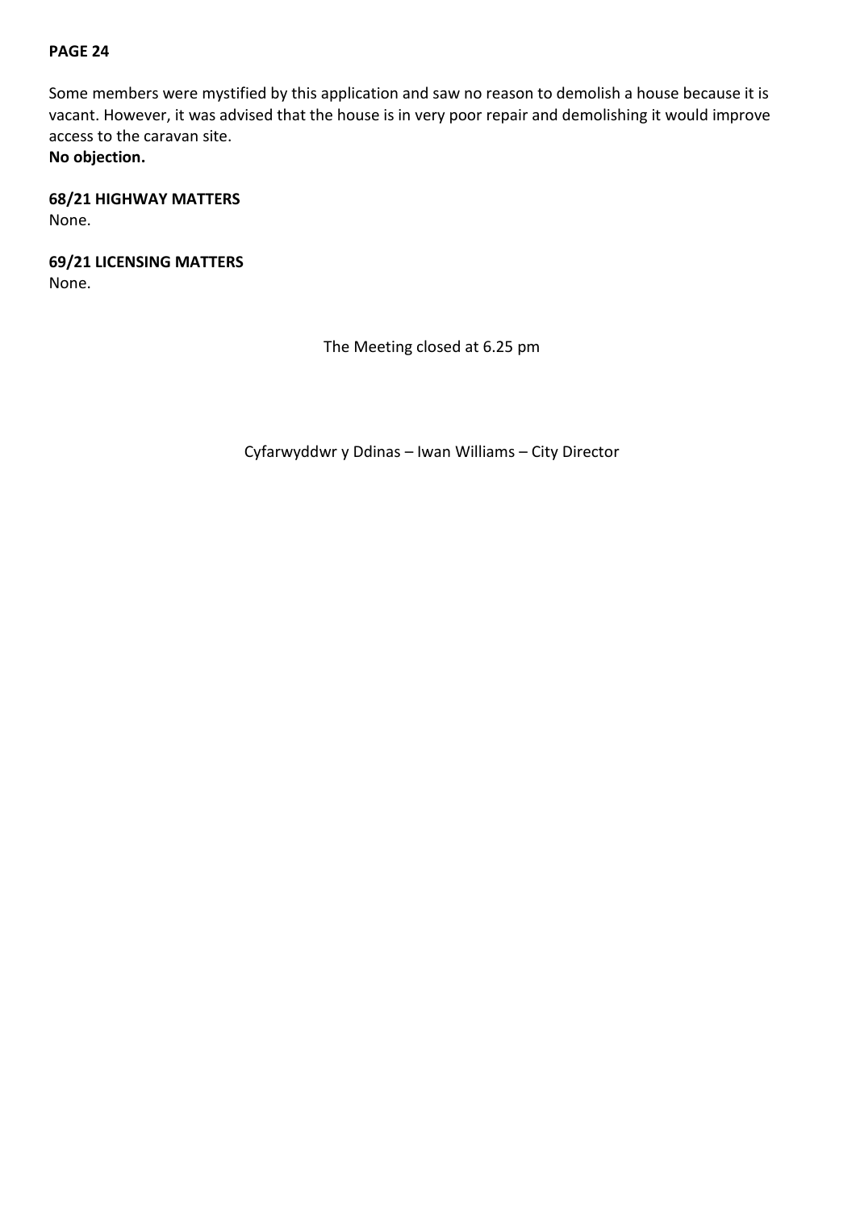**PAGE 24**

Some members were mystified by this application and saw no reason to demolish a house because it is vacant. However, it was advised that the house is in very poor repair and demolishing it would improve access to the caravan site.
**No objection.**

**68/21 HIGHWAY MATTERS**
None.

**69/21 LICENSING MATTERS**
None.

The Meeting closed at 6.25 pm

Cyfarwyddwr y Ddinas – Iwan Williams – City Director